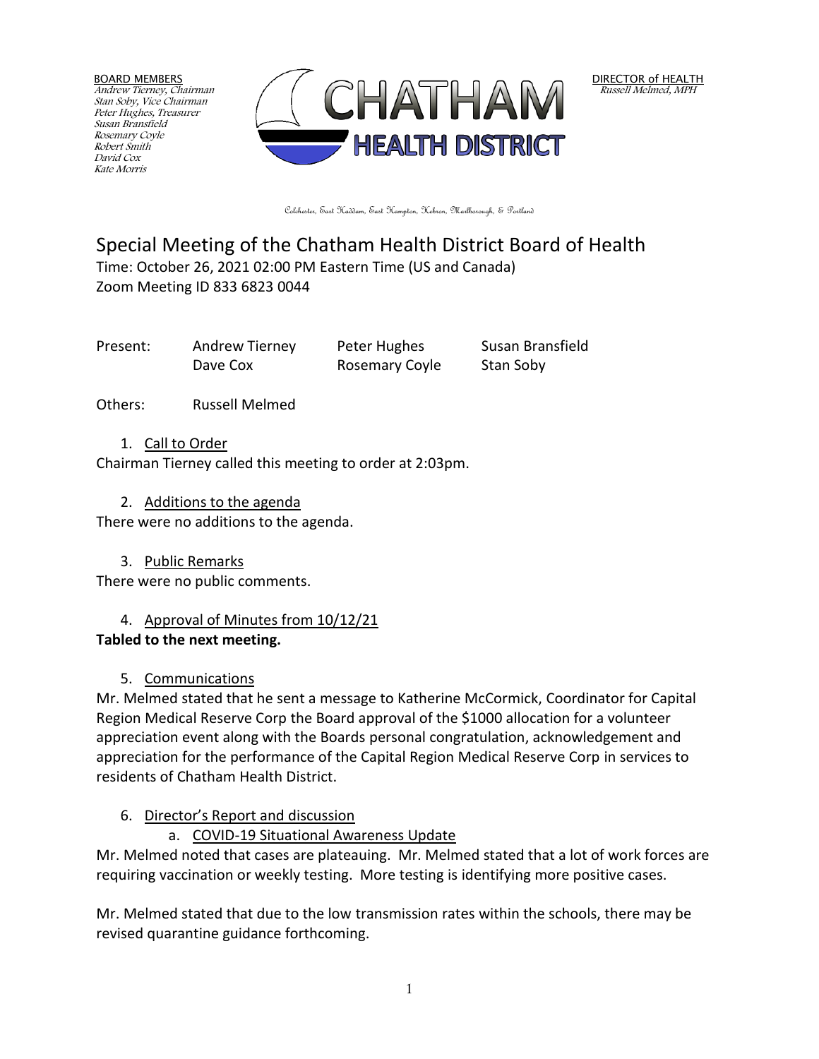BOARD MEMBERS
*Andrew Tierney, Chairman*
*Stan Soby, Vice Chairman*
*Peter Hughes, Treasurer*
*Susan Bransfield*
*Rosemary Coyle*
*Robert Smith*
*David Cox*
*Kate Morris*

CHATHAM HEALTH DISTRICT

DIRECTOR of HEALTH
*Russell Melmed, MPH*

Colchester, East Haddam, East Hampton, Hebron, Marlborough, & Portland

# Special Meeting of the Chatham Health District Board of Health

Time: October 26, 2021 02:00 PM Eastern Time (US and Canada)
Zoom Meeting ID 833 6823 0044

| Present: | Andrew Tierney | Peter Hughes | Susan Bransfield |
|---|---|---|---|
| | Dave Cox | Rosemary Coyle | Stan Soby |

Others: Russell Melmed

1. Call to Order

Chairman Tierney called this meeting to order at 2:03pm.

2. Additions to the agenda

There were no additions to the agenda.

3. Public Remarks

There were no public comments.

4. Approval of Minutes from 10/12/21

**Tabled to the next meeting.**

5. Communications

Mr. Melmed stated that he sent a message to Katherine McCormick, Coordinator for Capital Region Medical Reserve Corp the Board approval of the $1000 allocation for a volunteer appreciation event along with the Boards personal congratulation, acknowledgement and appreciation for the performance of the Capital Region Medical Reserve Corp in services to residents of Chatham Health District.

6. Director's Report and discussion

   a. COVID-19 Situational Awareness Update

Mr. Melmed noted that cases are plateauing. Mr. Melmed stated that a lot of work forces are requiring vaccination or weekly testing. More testing is identifying more positive cases.

Mr. Melmed stated that due to the low transmission rates within the schools, there may be revised quarantine guidance forthcoming.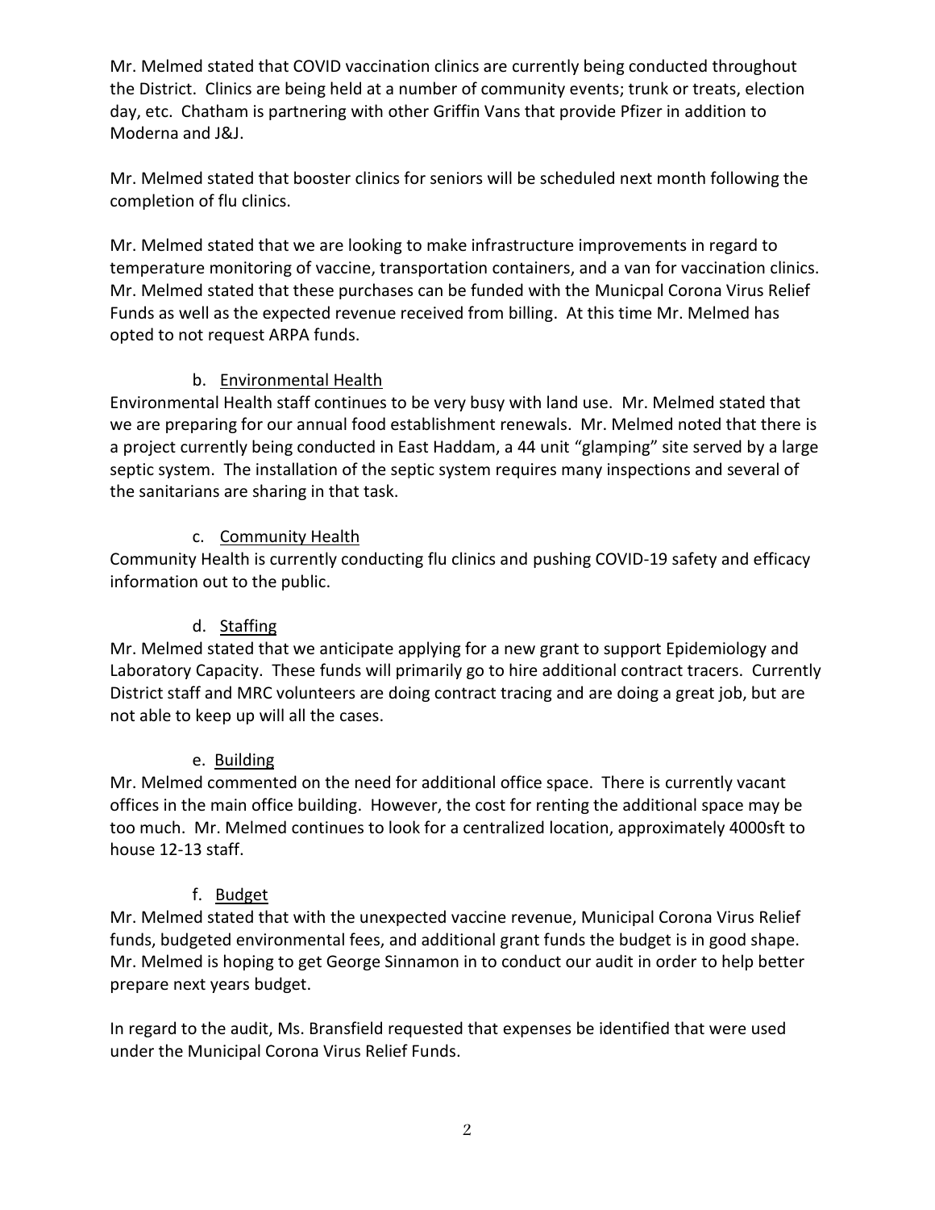Mr. Melmed stated that COVID vaccination clinics are currently being conducted throughout the District. Clinics are being held at a number of community events; trunk or treats, election day, etc. Chatham is partnering with other Griffin Vans that provide Pfizer in addition to Moderna and J&J.

Mr. Melmed stated that booster clinics for seniors will be scheduled next month following the completion of flu clinics.

Mr. Melmed stated that we are looking to make infrastructure improvements in regard to temperature monitoring of vaccine, transportation containers, and a van for vaccination clinics. Mr. Melmed stated that these purchases can be funded with the Municpal Corona Virus Relief Funds as well as the expected revenue received from billing. At this time Mr. Melmed has opted to not request ARPA funds.

b. Environmental Health

Environmental Health staff continues to be very busy with land use. Mr. Melmed stated that we are preparing for our annual food establishment renewals. Mr. Melmed noted that there is a project currently being conducted in East Haddam, a 44 unit "glamping" site served by a large septic system. The installation of the septic system requires many inspections and several of the sanitarians are sharing in that task.

c. Community Health

Community Health is currently conducting flu clinics and pushing COVID-19 safety and efficacy information out to the public.

d. Staffing

Mr. Melmed stated that we anticipate applying for a new grant to support Epidemiology and Laboratory Capacity. These funds will primarily go to hire additional contract tracers. Currently District staff and MRC volunteers are doing contract tracing and are doing a great job, but are not able to keep up will all the cases.

e. Building

Mr. Melmed commented on the need for additional office space. There is currently vacant offices in the main office building. However, the cost for renting the additional space may be too much. Mr. Melmed continues to look for a centralized location, approximately 4000sft to house 12-13 staff.

f. Budget

Mr. Melmed stated that with the unexpected vaccine revenue, Municipal Corona Virus Relief funds, budgeted environmental fees, and additional grant funds the budget is in good shape. Mr. Melmed is hoping to get George Sinnamon in to conduct our audit in order to help better prepare next years budget.

In regard to the audit, Ms. Bransfield requested that expenses be identified that were used under the Municipal Corona Virus Relief Funds.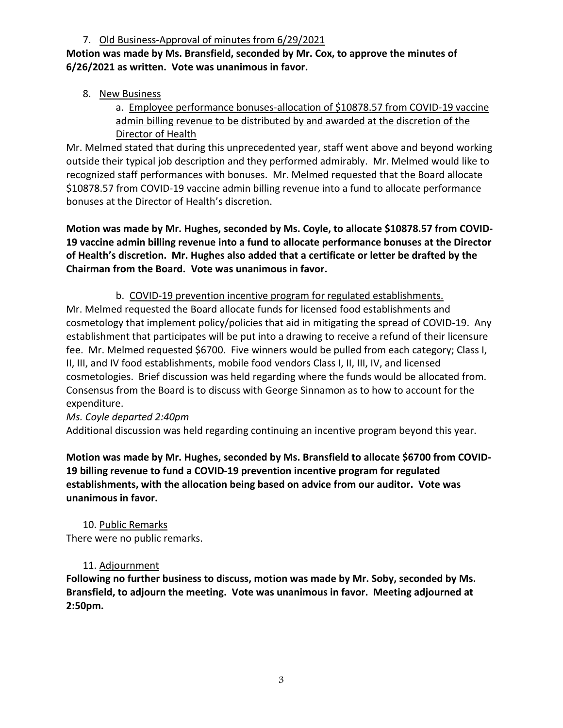7. Old Business-Approval of minutes from 6/29/2021

**Motion was made by Ms. Bransfield, seconded by Mr. Cox, to approve the minutes of 6/26/2021 as written. Vote was unanimous in favor.**

8. New Business

   a. Employee performance bonuses-allocation of $10878.57 from COVID-19 vaccine admin billing revenue to be distributed by and awarded at the discretion of the Director of Health

Mr. Melmed stated that during this unprecedented year, staff went above and beyond working outside their typical job description and they performed admirably. Mr. Melmed would like to recognized staff performances with bonuses. Mr. Melmed requested that the Board allocate $10878.57 from COVID-19 vaccine admin billing revenue into a fund to allocate performance bonuses at the Director of Health's discretion.

**Motion was made by Mr. Hughes, seconded by Ms. Coyle, to allocate $10878.57 from COVID-19 vaccine admin billing revenue into a fund to allocate performance bonuses at the Director of Health's discretion. Mr. Hughes also added that a certificate or letter be drafted by the Chairman from the Board. Vote was unanimous in favor.**

   b. COVID-19 prevention incentive program for regulated establishments.

Mr. Melmed requested the Board allocate funds for licensed food establishments and cosmetology that implement policy/policies that aid in mitigating the spread of COVID-19. Any establishment that participates will be put into a drawing to receive a refund of their licensure fee. Mr. Melmed requested $6700. Five winners would be pulled from each category; Class I, II, III, and IV food establishments, mobile food vendors Class I, II, III, IV, and licensed cosmetologies. Brief discussion was held regarding where the funds would be allocated from. Consensus from the Board is to discuss with George Sinnamon as to how to account for the expenditure.

*Ms. Coyle departed 2:40pm*

Additional discussion was held regarding continuing an incentive program beyond this year.

**Motion was made by Mr. Hughes, seconded by Ms. Bransfield to allocate $6700 from COVID-19 billing revenue to fund a COVID-19 prevention incentive program for regulated establishments, with the allocation being based on advice from our auditor. Vote was unanimous in favor.**

10. Public Remarks

There were no public remarks.

11. Adjournment

**Following no further business to discuss, motion was made by Mr. Soby, seconded by Ms. Bransfield, to adjourn the meeting. Vote was unanimous in favor. Meeting adjourned at 2:50pm.**